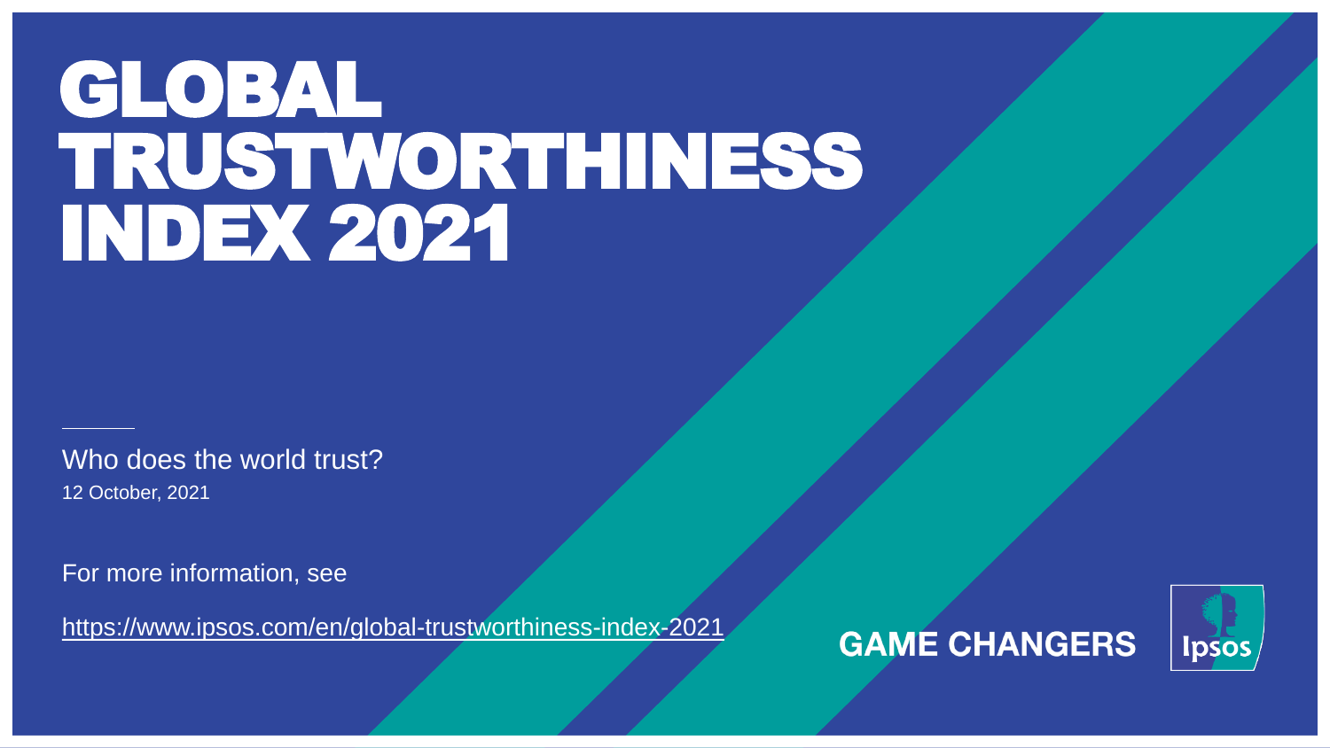# GLOBAL TRUSTWORTHINESS INDEX 2021

Who does the world trust?

12 October, 2021

For more information, see

https://www.ipsos.com/en/global-trustworthiness-index-2021

GAME CHANGERS

Ipsos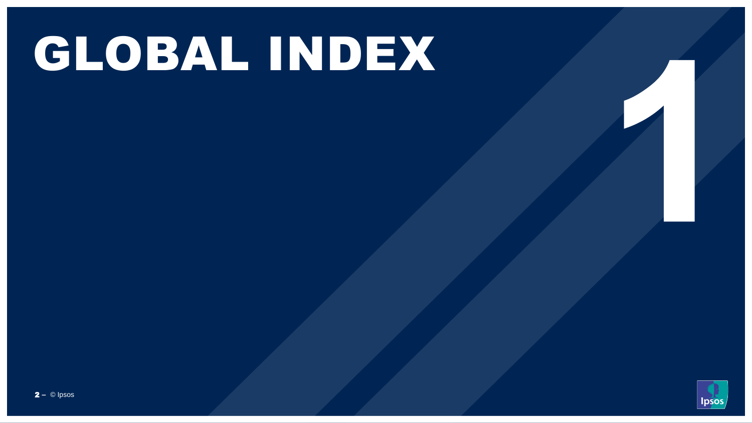# GLOBAL INDEX

1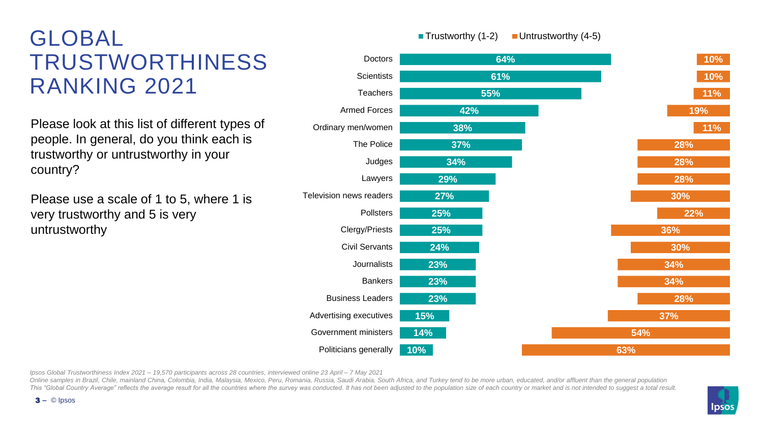# GLOBAL TRUSTWORTHINESS RANKING 2021

Please look at this list of different types of people. In general, do you think each is trustworthy or untrustworthy in your country?

Please use a scale of 1 to 5, where 1 is very trustworthy and 5 is very untrustworthy

| | Trustworthy (1-2) | Untrustworthy (4-5) |
|---|---|---|
| Doctors | 64% | 10% |
| Scientists | 61% | 10% |
| Teachers | 55% | 11% |
| Armed Forces | 42% | 19% |
| Ordinary men/women | 38% | 11% |
| The Police | 37% | 28% |
| Judges | 34% | 28% |
| Lawyers | 29% | 28% |
| Television news readers | 27% | 30% |
| Pollsters | 25% | 22% |
| Clergy/Priests | 25% | 36% |
| Civil Servants | 24% | 30% |
| Journalists | 23% | 34% |
| Bankers | 23% | 34% |
| Business Leaders | 23% | 28% |
| Advertising executives | 15% | 37% |
| Government ministers | 14% | 54% |
| Politicians generally | 10% | 63% |

*Ipsos Global Trustworthiness Index 2021 – 19,570 participants across 28 countries, interviewed online 23 April – 7 May 2021*
*Online samples in Brazil, Chile, mainland China, Colombia, India, Malaysia, Mexico, Peru, Romania, Russia, Saudi Arabia, South Africa, and Turkey tend to be more urban, educated, and/or affluent than the general population*
*This "Global Country Average" reflects the average result for all the countries where the survey was conducted. It has not been adjusted to the population size of each country or market and is not intended to suggest a total result.*

© Ipsos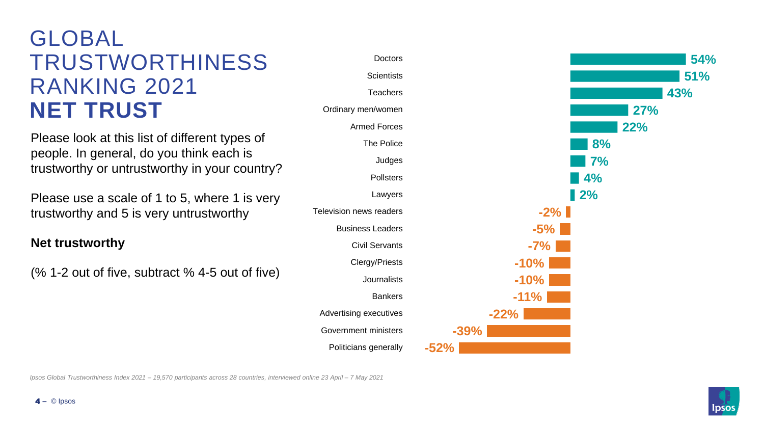# GLOBAL TRUSTWORTHINESS RANKING 2021 **NET TRUST**

Please look at this list of different types of people. In general, do you think each is trustworthy or untrustworthy in your country?

Please use a scale of 1 to 5, where 1 is very trustworthy and 5 is very untrustworthy

**Net trustworthy**

(% 1-2 out of five, subtract % 4-5 out of five)

| Profession | Net trust |
|---|---|
| Doctors | 54% |
| Scientists | 51% |
| Teachers | 43% |
| Ordinary men/women | 27% |
| Armed Forces | 22% |
| The Police | 8% |
| Judges | 7% |
| Pollsters | 4% |
| Lawyers | 2% |
| Television news readers | -2% |
| Business Leaders | -5% |
| Civil Servants | -7% |
| Clergy/Priests | -10% |
| Journalists | -10% |
| Bankers | -11% |
| Advertising executives | -22% |
| Government ministers | -39% |
| Politicians generally | -52% |

*Ipsos Global Trustworthiness Index 2021 – 19,570 participants across 28 countries, interviewed online 23 April – 7 May 2021*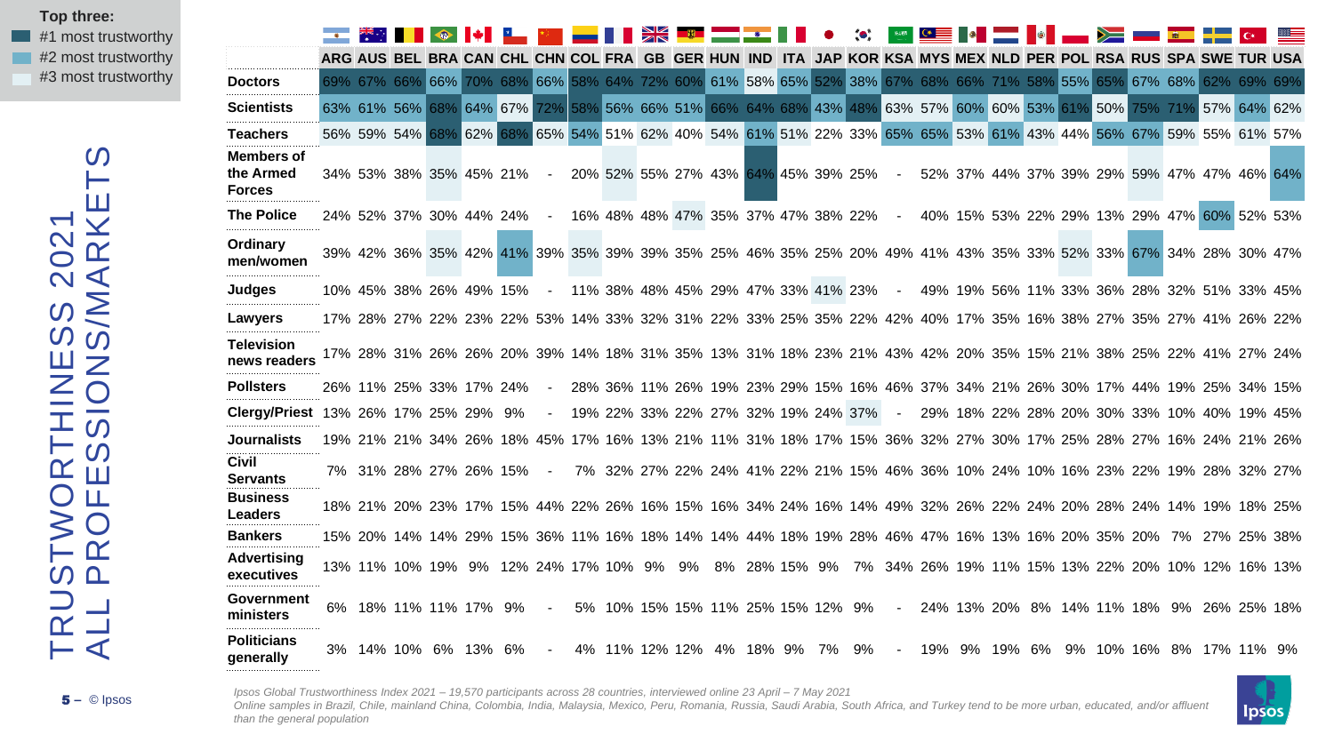# TRUSTWORTHINESS 2021
## ALL PROFESSIONS/MARKETS

Top three:
- #1 most trustworthy
- #2 most trustworthy
- #3 most trustworthy

| | ARG | AUS | BEL | BRA | CAN | CHL | CHN | COL | FRA | GB | GER | HUN | IND | ITA | JAP | KOR | KSA | MYS | MEX | NLD | PER | POL | RSA | RUS | SPA | SWE | TUR | USA |
|---|---|---|---|---|---|---|---|---|---|---|---|---|---|---|---|---|---|---|---|---|---|---|---|---|---|---|---|---|
| Doctors | 69% | 67% | 66% | 66% | 70% | 68% | 66% | 58% | 64% | 72% | 60% | 61% | 58% | 65% | 52% | 38% | 67% | 68% | 66% | 71% | 58% | 55% | 65% | 67% | 68% | 62% | 69% | 69% |
| Scientists | 63% | 61% | 56% | 68% | 64% | 67% | 72% | 58% | 56% | 66% | 51% | 66% | 64% | 68% | 43% | 48% | 63% | 57% | 60% | 60% | 53% | 61% | 50% | 75% | 71% | 57% | 64% | 62% |
| Teachers | 56% | 59% | 54% | 68% | 62% | 68% | 65% | 54% | 51% | 62% | 40% | 54% | 61% | 51% | 22% | 33% | 65% | 65% | 53% | 61% | 43% | 44% | 56% | 67% | 59% | 55% | 61% | 57% |
| Members of the Armed Forces | 34% | 53% | 38% | 35% | 45% | 21% | - | 20% | 52% | 55% | 27% | 43% | 64% | 45% | 39% | 25% | - | 52% | 37% | 44% | 37% | 39% | 29% | 59% | 47% | 47% | 46% | 64% |
| The Police | 24% | 52% | 37% | 30% | 44% | 24% | - | 16% | 48% | 48% | 47% | 35% | 37% | 47% | 38% | 22% | - | 40% | 15% | 53% | 22% | 29% | 13% | 29% | 47% | 60% | 52% | 53% |
| Ordinary men/women | 39% | 42% | 36% | 35% | 42% | 41% | 39% | 35% | 39% | 39% | 35% | 25% | 46% | 35% | 25% | 20% | 49% | 41% | 43% | 35% | 33% | 52% | 33% | 67% | 34% | 28% | 30% | 47% |
| Judges | 10% | 45% | 38% | 26% | 49% | 15% | - | 11% | 38% | 48% | 45% | 29% | 47% | 33% | 41% | 23% | - | 49% | 19% | 56% | 11% | 33% | 36% | 28% | 32% | 51% | 33% | 45% |
| Lawyers | 17% | 28% | 27% | 22% | 23% | 22% | 53% | 14% | 33% | 32% | 31% | 22% | 33% | 25% | 35% | 22% | 42% | 40% | 17% | 35% | 16% | 38% | 27% | 35% | 27% | 41% | 26% | 22% |
| Television news readers | 17% | 28% | 31% | 26% | 26% | 20% | 39% | 14% | 18% | 31% | 35% | 13% | 31% | 18% | 23% | 21% | 43% | 42% | 20% | 35% | 15% | 21% | 38% | 25% | 22% | 41% | 27% | 24% |
| Pollsters | 26% | 11% | 25% | 33% | 17% | 24% | - | 28% | 36% | 11% | 26% | 19% | 23% | 29% | 15% | 16% | 46% | 37% | 34% | 21% | 26% | 30% | 17% | 44% | 19% | 25% | 34% | 15% |
| Clergy/Priest | 13% | 26% | 17% | 25% | 29% | 9% | - | 19% | 22% | 33% | 22% | 27% | 32% | 19% | 24% | 37% | - | 29% | 18% | 22% | 28% | 20% | 30% | 33% | 10% | 40% | 19% | 45% |
| Journalists | 19% | 21% | 21% | 34% | 26% | 18% | 45% | 17% | 16% | 13% | 21% | 11% | 31% | 18% | 17% | 15% | 36% | 32% | 27% | 30% | 17% | 25% | 28% | 27% | 16% | 24% | 21% | 26% |
| Civil Servants | 7% | 31% | 28% | 27% | 26% | 15% | - | 7% | 32% | 27% | 22% | 24% | 41% | 22% | 21% | 15% | 46% | 36% | 10% | 24% | 10% | 16% | 23% | 22% | 19% | 28% | 32% | 27% |
| Business Leaders | 18% | 21% | 20% | 23% | 17% | 15% | 44% | 22% | 26% | 16% | 15% | 16% | 34% | 24% | 16% | 14% | 49% | 32% | 26% | 22% | 24% | 20% | 28% | 24% | 14% | 19% | 18% | 25% |
| Bankers | 15% | 20% | 14% | 14% | 29% | 15% | 36% | 11% | 16% | 18% | 14% | 14% | 44% | 18% | 19% | 28% | 46% | 47% | 16% | 13% | 16% | 20% | 35% | 20% | 7% | 27% | 25% | 38% |
| Advertising executives | 13% | 11% | 10% | 19% | 9% | 12% | 24% | 17% | 10% | 9% | 9% | 8% | 28% | 15% | 9% | 7% | 34% | 26% | 19% | 11% | 15% | 13% | 22% | 20% | 10% | 12% | 16% | 13% |
| Government ministers | 6% | 18% | 11% | 11% | 17% | 9% | - | 5% | 10% | 15% | 15% | 11% | 25% | 15% | 12% | 9% | - | 24% | 13% | 20% | 8% | 14% | 11% | 18% | 9% | 26% | 25% | 18% |
| Politicians generally | 3% | 14% | 10% | 6% | 13% | 6% | - | 4% | 11% | 12% | 12% | 4% | 18% | 9% | 7% | 9% | - | 19% | 9% | 19% | 6% | 9% | 10% | 16% | 8% | 17% | 11% | 9% |

*Ipsos Global Trustworthiness Index 2021 – 19,570 participants across 28 countries, interviewed online 23 April – 7 May 2021*
*Online samples in Brazil, Chile, mainland China, Colombia, India, Malaysia, Mexico, Peru, Romania, Russia, Saudi Arabia, South Africa, and Turkey tend to be more urban, educated, and/or affluent than the general population*

© Ipsos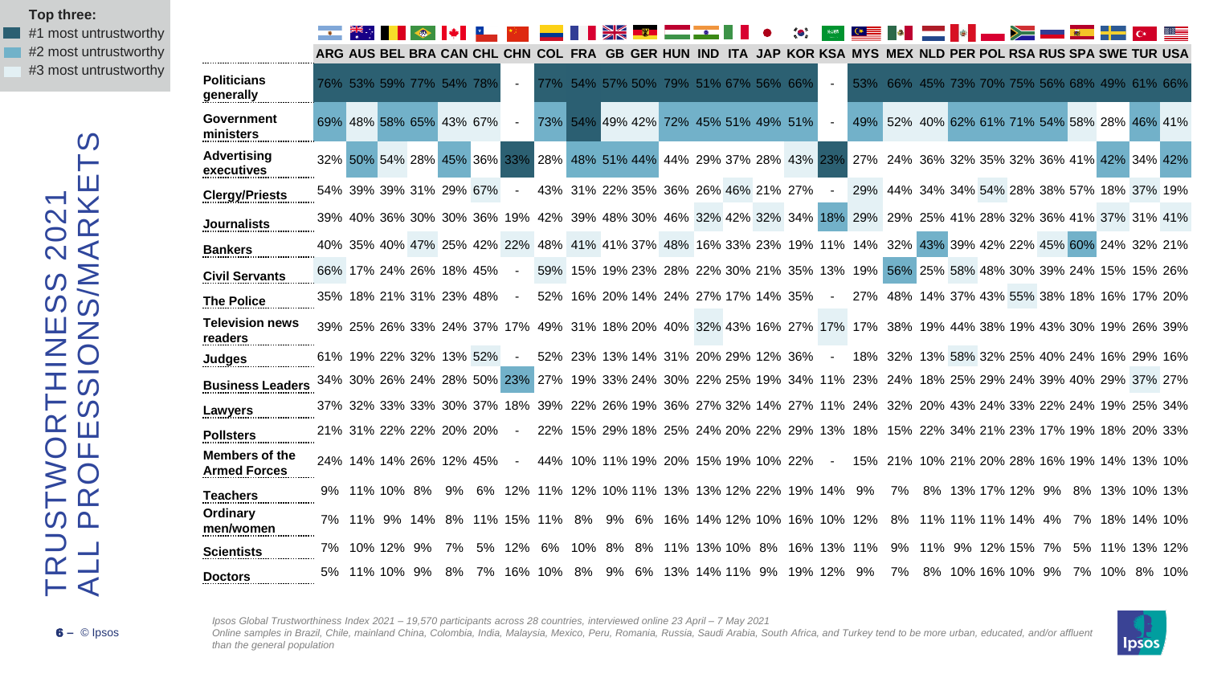# TRUSTWORTHINESS 2021
## ALL PROFESSIONS/MARKETS

Top three:
- #1 most untrustworthy
- #2 most untrustworthy
- #3 most untrustworthy

| | ARG | AUS | BEL | BRA | CAN | CHL | CHN | COL | FRA | GB | GER | HUN | IND | ITA | JAP | KOR | KSA | MYS | MEX | NLD | PER | POL | RSA | RUS | SPA | SWE | TUR | USA |
|---|---|---|---|---|---|---|---|---|---|---|---|---|---|---|---|---|---|---|---|---|---|---|---|---|---|---|---|---|
| **Politicians generally** | 76% | 53% | 59% | 77% | 54% | 78% | - | 77% | 54% | 57% | 50% | 79% | 51% | 67% | 56% | 66% | - | 53% | 66% | 45% | 73% | 70% | 75% | 56% | 68% | 49% | 61% | 66% |
| **Government ministers** | 69% | 48% | 58% | 65% | 43% | 67% | - | 73% | 54% | 49% | 42% | 72% | 45% | 51% | 49% | 51% | - | 49% | 52% | 40% | 62% | 61% | 71% | 54% | 58% | 28% | 46% | 41% |
| **Advertising executives** | 32% | 50% | 54% | 28% | 45% | 36% | 33% | 28% | 48% | 51% | 44% | 44% | 29% | 37% | 28% | 43% | 23% | 27% | 24% | 36% | 32% | 35% | 32% | 36% | 41% | 42% | 34% | 42% |
| **Clergy/Priests** | 54% | 39% | 39% | 31% | 29% | 67% | - | 43% | 31% | 22% | 35% | 36% | 26% | 46% | 21% | 27% | - | 29% | 44% | 34% | 34% | 54% | 28% | 38% | 57% | 18% | 37% | 19% |
| **Journalists** | 39% | 40% | 36% | 30% | 30% | 36% | 19% | 42% | 39% | 48% | 30% | 46% | 32% | 42% | 32% | 34% | 18% | 29% | 29% | 25% | 41% | 28% | 32% | 36% | 41% | 37% | 31% | 41% |
| **Bankers** | 40% | 35% | 40% | 47% | 25% | 42% | 22% | 48% | 41% | 41% | 37% | 48% | 16% | 33% | 23% | 19% | 11% | 14% | 32% | 43% | 39% | 42% | 22% | 45% | 60% | 24% | 32% | 21% |
| **Civil Servants** | 66% | 17% | 24% | 26% | 18% | 45% | - | 59% | 15% | 19% | 23% | 28% | 22% | 30% | 21% | 35% | 13% | 19% | 56% | 25% | 58% | 48% | 30% | 39% | 24% | 15% | 15% | 26% |
| **The Police** | 35% | 18% | 21% | 31% | 23% | 48% | - | 52% | 16% | 20% | 14% | 24% | 27% | 17% | 14% | 35% | - | 27% | 48% | 14% | 37% | 43% | 55% | 38% | 18% | 16% | 17% | 20% |
| **Television news readers** | 39% | 25% | 26% | 33% | 24% | 37% | 17% | 49% | 31% | 18% | 20% | 40% | 32% | 43% | 16% | 27% | 17% | 17% | 38% | 19% | 44% | 38% | 19% | 43% | 30% | 19% | 26% | 39% |
| **Judges** | 61% | 19% | 22% | 32% | 13% | 52% | - | 52% | 23% | 13% | 14% | 31% | 20% | 29% | 12% | 36% | - | 18% | 32% | 13% | 58% | 32% | 25% | 40% | 24% | 16% | 29% | 16% |
| **Business Leaders** | 34% | 30% | 26% | 24% | 28% | 50% | 23% | 27% | 19% | 33% | 24% | 30% | 22% | 25% | 19% | 34% | 11% | 23% | 24% | 18% | 25% | 29% | 24% | 39% | 40% | 29% | 37% | 27% |
| **Lawyers** | 37% | 32% | 33% | 33% | 30% | 37% | 18% | 39% | 22% | 26% | 19% | 36% | 27% | 32% | 14% | 27% | 11% | 24% | 32% | 20% | 43% | 24% | 33% | 22% | 24% | 19% | 25% | 34% |
| **Pollsters** | 21% | 31% | 22% | 22% | 20% | 20% | - | 22% | 15% | 29% | 18% | 25% | 24% | 20% | 22% | 29% | 13% | 18% | 15% | 22% | 34% | 21% | 23% | 17% | 19% | 18% | 20% | 33% |
| **Members of the Armed Forces** | 24% | 14% | 14% | 26% | 12% | 45% | - | 44% | 10% | 11% | 19% | 20% | 15% | 19% | 10% | 22% | - | 15% | 21% | 10% | 21% | 20% | 28% | 16% | 19% | 14% | 13% | 10% |
| **Teachers** | 9% | 11% | 10% | 8% | 9% | 6% | 12% | 11% | 12% | 10% | 11% | 13% | 13% | 12% | 22% | 19% | 14% | 9% | 7% | 8% | 13% | 17% | 12% | 9% | 8% | 13% | 10% | 13% |
| **Ordinary men/women** | 7% | 11% | 9% | 14% | 8% | 11% | 15% | 11% | 8% | 9% | 6% | 16% | 14% | 12% | 10% | 16% | 10% | 12% | 8% | 11% | 11% | 14% | 4% | 7% | 18% | 14% | 10% | |
| **Scientists** | 7% | 10% | 12% | 9% | 7% | 5% | 12% | 6% | 10% | 8% | 8% | 11% | 13% | 10% | 8% | 16% | 13% | 11% | 9% | 11% | 9% | 12% | 15% | 7% | 5% | 11% | 13% | 12% |
| **Doctors** | 5% | 11% | 10% | 9% | 8% | 7% | 16% | 10% | 8% | 9% | 6% | 13% | 14% | 11% | 9% | 19% | 12% | 9% | 7% | 8% | 10% | 16% | 10% | 9% | 7% | 10% | 8% | 10% |

*Ipsos Global Trustworthiness Index 2021 – 19,570 participants across 28 countries, interviewed online 23 April – 7 May 2021*
*Online samples in Brazil, Chile, mainland China, Colombia, India, Malaysia, Mexico, Peru, Romania, Russia, Saudi Arabia, South Africa, and Turkey tend to be more urban, educated, and/or affluent than the general population*

© Ipsos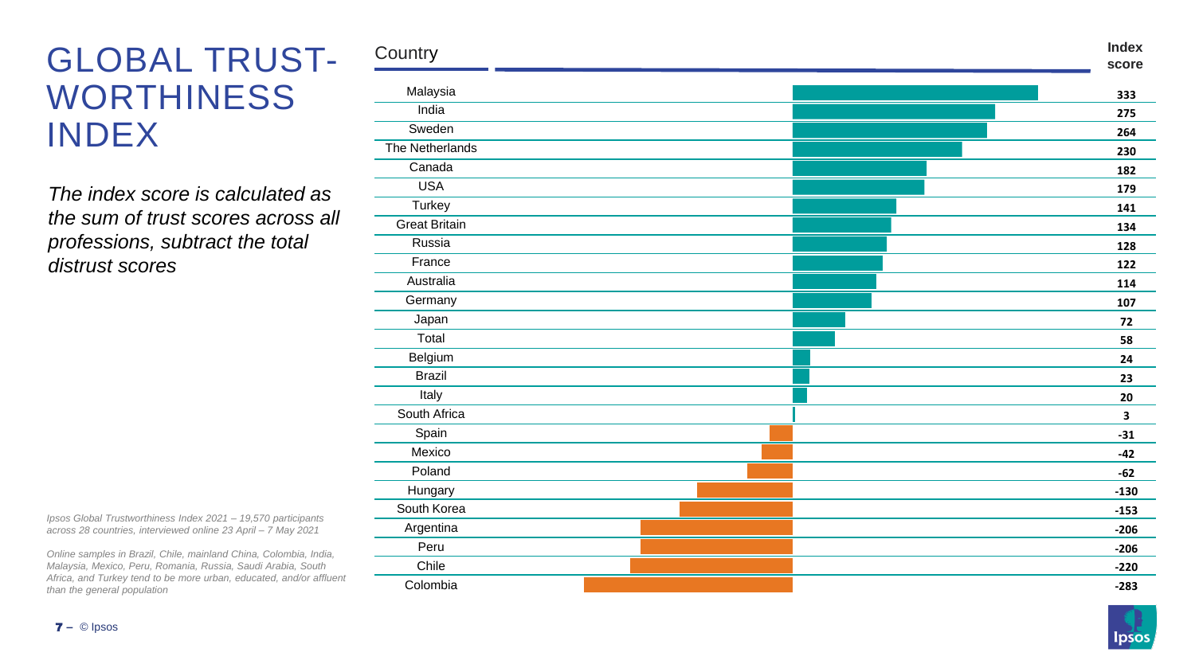# GLOBAL TRUST-WORTHINESS INDEX

*The index score is calculated as the sum of trust scores across all professions, subtract the total distrust scores*

| Country | Index score |
| --- | --- |
| Malaysia | 333 |
| India | 275 |
| Sweden | 264 |
| The Netherlands | 230 |
| Canada | 182 |
| USA | 179 |
| Turkey | 141 |
| Great Britain | 134 |
| Russia | 128 |
| France | 122 |
| Australia | 114 |
| Germany | 107 |
| Japan | 72 |
| Total | 58 |
| Belgium | 24 |
| Brazil | 23 |
| Italy | 20 |
| South Africa | 3 |
| Spain | -31 |
| Mexico | -42 |
| Poland | -62 |
| Hungary | -130 |
| South Korea | -153 |
| Argentina | -206 |
| Peru | -206 |
| Chile | -220 |
| Colombia | -283 |

*Ipsos Global Trustworthiness Index 2021 – 19,570 participants across 28 countries, interviewed online 23 April – 7 May 2021*

*Online samples in Brazil, Chile, mainland China, Colombia, India, Malaysia, Mexico, Peru, Romania, Russia, Saudi Arabia, South Africa, and Turkey tend to be more urban, educated, and/or affluent than the general population*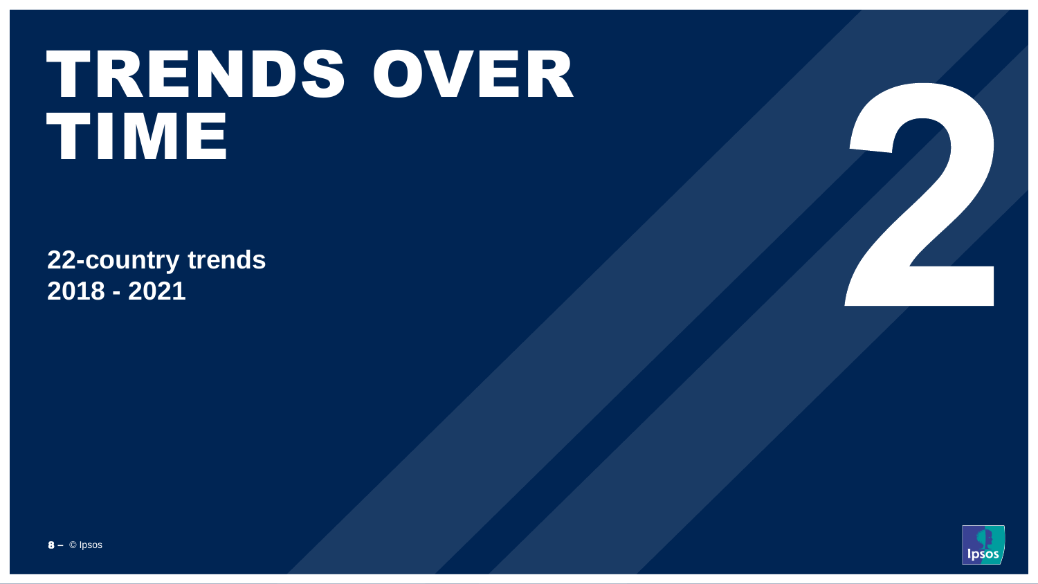# TRENDS OVER TIME

**22-country trends**
**2018 - 2021**

2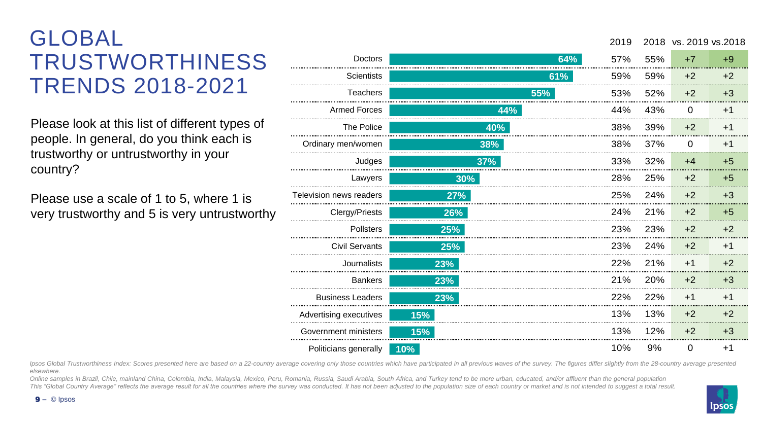# GLOBAL TRUSTWORTHINESS TRENDS 2018-2021

Please look at this list of different types of people. In general, do you think each is trustworthy or untrustworthy in your country?

Please use a scale of 1 to 5, where 1 is very trustworthy and 5 is very untrustworthy

| | 2021 | 2019 | 2018 | vs. 2019 | vs.2018 |
|---|---|---|---|---|---|
| Doctors | 64% | 57% | 55% | +7 | +9 |
| Scientists | 61% | 59% | 59% | +2 | +2 |
| Teachers | 55% | 53% | 52% | +2 | +3 |
| Armed Forces | 44% | 44% | 43% | 0 | +1 |
| The Police | 40% | 38% | 39% | +2 | +1 |
| Ordinary men/women | 38% | 38% | 37% | 0 | +1 |
| Judges | 37% | 33% | 32% | +4 | +5 |
| Lawyers | 30% | 28% | 25% | +2 | +5 |
| Television news readers | 27% | 25% | 24% | +2 | +3 |
| Clergy/Priests | 26% | 24% | 21% | +2 | +5 |
| Pollsters | 25% | 23% | 23% | +2 | +2 |
| Civil Servants | 25% | 23% | 24% | +2 | +1 |
| Journalists | 23% | 22% | 21% | +1 | +2 |
| Bankers | 23% | 21% | 20% | +2 | +3 |
| Business Leaders | 23% | 22% | 22% | +1 | +1 |
| Advertising executives | 15% | 13% | 13% | +2 | +2 |
| Government ministers | 15% | 13% | 12% | +2 | +3 |
| Politicians generally | 10% | 10% | 9% | 0 | +1 |

*Ipsos Global Trustworthiness Index: Scores presented here are based on a 22-country average covering only those countries which have participated in all previous waves of the survey. The figures differ slightly from the 28-country average presented elsewhere.*

*Online samples in Brazil, Chile, mainland China, Colombia, India, Malaysia, Mexico, Peru, Romania, Russia, Saudi Arabia, South Africa, and Turkey tend to be more urban, educated, and/or affluent than the general population*

*This "Global Country Average" reflects the average result for all the countries where the survey was conducted. It has not been adjusted to the population size of each country or market and is not intended to suggest a total result.*

© Ipsos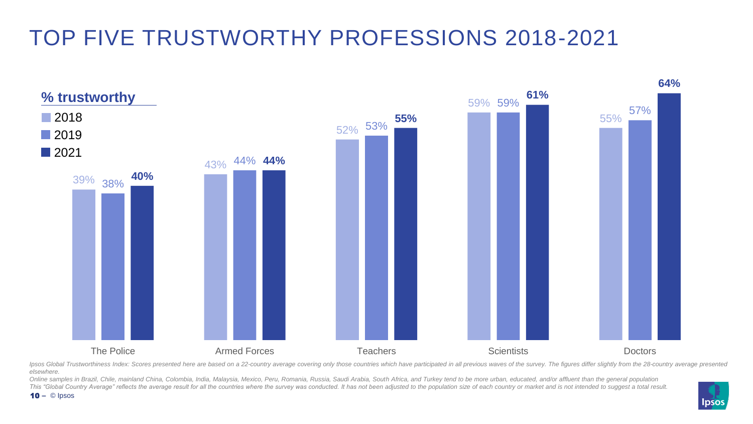# TOP FIVE TRUSTWORTHY PROFESSIONS 2018-2021

**% trustworthy**

| | 2018 | 2019 | 2021 |
|---|---|---|---|
| The Police | 39% | 38% | **40%** |
| Armed Forces | 43% | 44% | **44%** |
| Teachers | 52% | 53% | **55%** |
| Scientists | 59% | 59% | **61%** |
| Doctors | 55% | 57% | **64%** |

*Ipsos Global Trustworthiness Index: Scores presented here are based on a 22-country average covering only those countries which have participated in all previous waves of the survey. The figures differ slightly from the 28-country average presented elsewhere.*

*Online samples in Brazil, Chile, mainland China, Colombia, India, Malaysia, Mexico, Peru, Romania, Russia, Saudi Arabia, South Africa, and Turkey tend to be more urban, educated, and/or affluent than the general population*

*This "Global Country Average" reflects the average result for all the countries where the survey was conducted. It has not been adjusted to the population size of each country or market and is not intended to suggest a total result.*

© Ipsos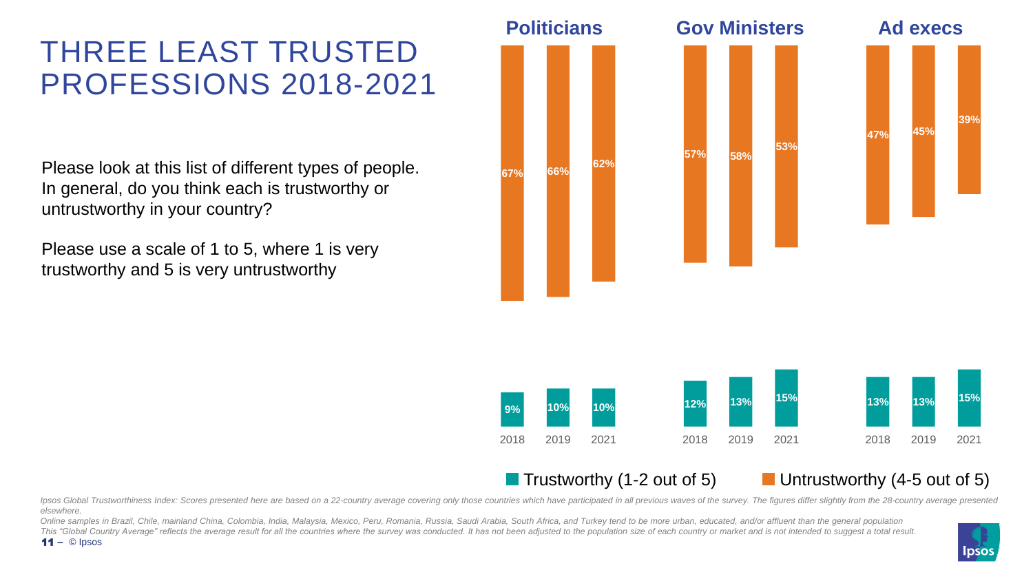# THREE LEAST TRUSTED PROFESSIONS 2018-2021

Please look at this list of different types of people. In general, do you think each is trustworthy or untrustworthy in your country?

Please use a scale of 1 to 5, where 1 is very trustworthy and 5 is very untrustworthy

| Profession | Year | Trustworthy (1-2 out of 5) | Untrustworthy (4-5 out of 5) |
|---|---|---|---|
| Politicians | 2018 | 9% | 67% |
| Politicians | 2019 | 10% | 66% |
| Politicians | 2021 | 10% | 62% |
| Gov Ministers | 2018 | 12% | 57% |
| Gov Ministers | 2019 | 13% | 58% |
| Gov Ministers | 2021 | 15% | 53% |
| Ad execs | 2018 | 13% | 47% |
| Ad execs | 2019 | 13% | 45% |
| Ad execs | 2021 | 15% | 39% |

*Ipsos Global Trustworthiness Index: Scores presented here are based on a 22-country average covering only those countries which have participated in all previous waves of the survey. The figures differ slightly from the 28-country average presented elsewhere.*

*Online samples in Brazil, Chile, mainland China, Colombia, India, Malaysia, Mexico, Peru, Romania, Russia, Saudi Arabia, South Africa, and Turkey tend to be more urban, educated, and/or affluent than the general population*

*This "Global Country Average" reflects the average result for all the countries where the survey was conducted. It has not been adjusted to the population size of each country or market and is not intended to suggest a total result.*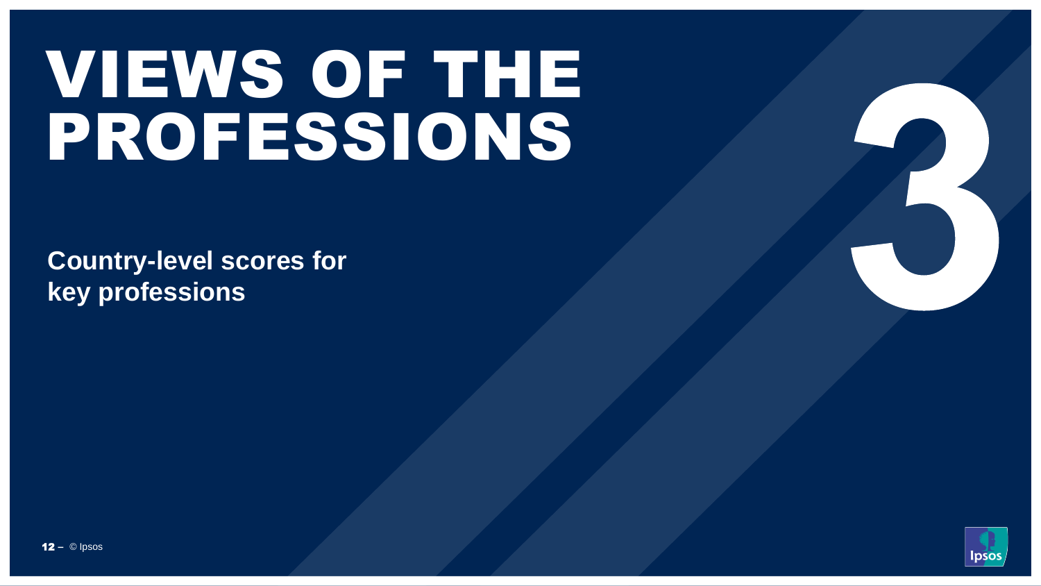# VIEWS OF THE PROFESSIONS

3

**Country-level scores for key professions**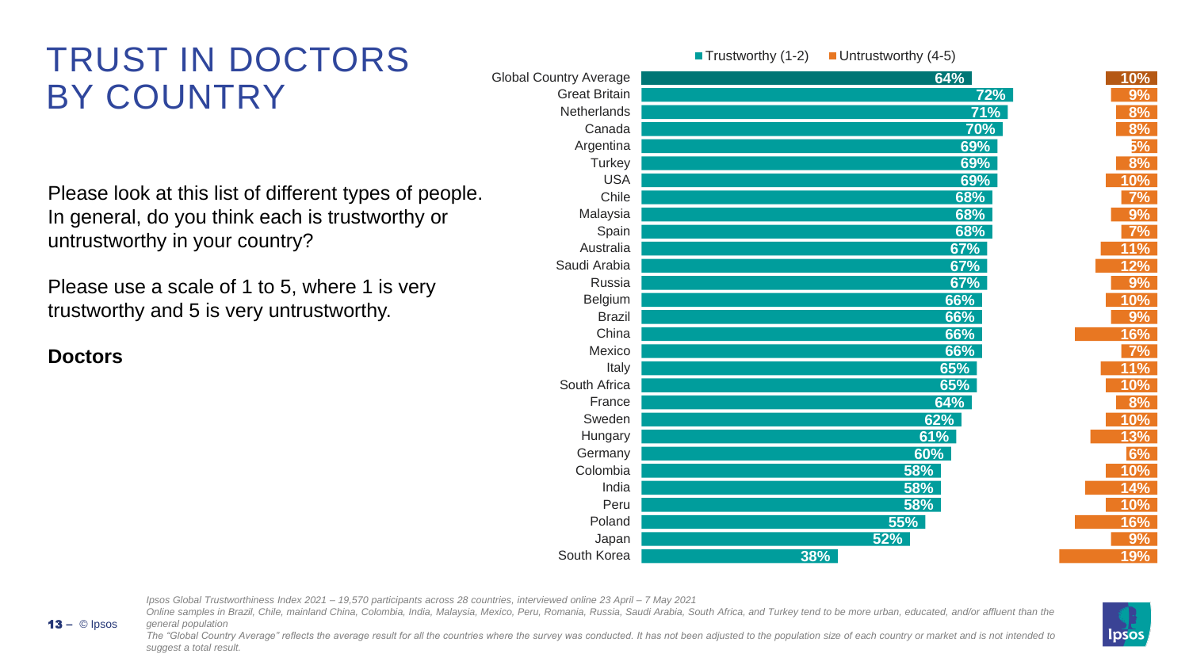# TRUST IN DOCTORS BY COUNTRY

Please look at this list of different types of people. In general, do you think each is trustworthy or untrustworthy in your country?

Please use a scale of 1 to 5, where 1 is very trustworthy and 5 is very untrustworthy.

**Doctors**

| Country | Trustworthy (1-2) | Untrustworthy (4-5) |
| --- | --- | --- |
| Global Country Average | 64% | 10% |
| Great Britain | 72% | 9% |
| Netherlands | 71% | 8% |
| Canada | 70% | 8% |
| Argentina | 69% | 5% |
| Turkey | 69% | 8% |
| USA | 69% | 10% |
| Chile | 68% | 7% |
| Malaysia | 68% | 9% |
| Spain | 68% | 7% |
| Australia | 67% | 11% |
| Saudi Arabia | 67% | 12% |
| Russia | 67% | 9% |
| Belgium | 66% | 10% |
| Brazil | 66% | 9% |
| China | 66% | 16% |
| Mexico | 66% | 7% |
| Italy | 65% | 11% |
| South Africa | 65% | 10% |
| France | 64% | 8% |
| Sweden | 62% | 10% |
| Hungary | 61% | 13% |
| Germany | 60% | 6% |
| Colombia | 58% | 10% |
| India | 58% | 14% |
| Peru | 58% | 10% |
| Poland | 55% | 16% |
| Japan | 52% | 9% |
| South Korea | 38% | 19% |

*Ipsos Global Trustworthiness Index 2021 – 19,570 participants across 28 countries, interviewed online 23 April – 7 May 2021*
*Online samples in Brazil, Chile, mainland China, Colombia, India, Malaysia, Mexico, Peru, Romania, Russia, Saudi Arabia, South Africa, and Turkey tend to be more urban, educated, and/or affluent than the general population*
*The "Global Country Average" reflects the average result for all the countries where the survey was conducted. It has not been adjusted to the population size of each country or market and is not intended to suggest a total result.*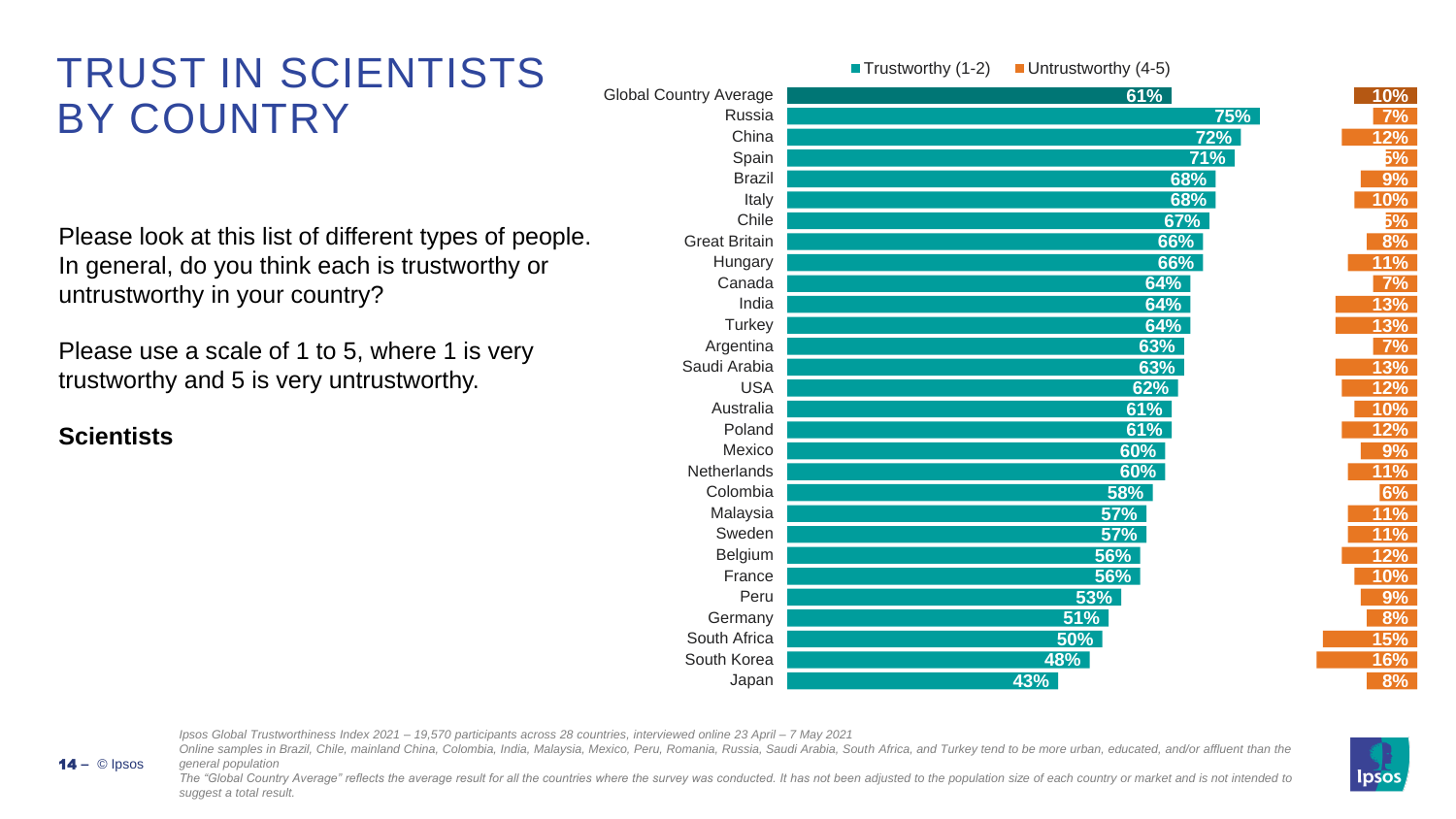# TRUST IN SCIENTISTS BY COUNTRY

Please look at this list of different types of people. In general, do you think each is trustworthy or untrustworthy in your country?

Please use a scale of 1 to 5, where 1 is very trustworthy and 5 is very untrustworthy.

**Scientists**

| Country | Trustworthy (1-2) | Untrustworthy (4-5) |
|---|---|---|
| Global Country Average | 61% | 10% |
| Russia | 75% | 7% |
| China | 72% | 12% |
| Spain | 71% | 5% |
| Brazil | 68% | 9% |
| Italy | 68% | 10% |
| Chile | 67% | 5% |
| Great Britain | 66% | 8% |
| Hungary | 66% | 11% |
| Canada | 64% | 7% |
| India | 64% | 13% |
| Turkey | 64% | 13% |
| Argentina | 63% | 7% |
| Saudi Arabia | 63% | 13% |
| USA | 62% | 12% |
| Australia | 61% | 10% |
| Poland | 61% | 12% |
| Mexico | 60% | 9% |
| Netherlands | 60% | 11% |
| Colombia | 58% | 6% |
| Malaysia | 57% | 11% |
| Sweden | 57% | 11% |
| Belgium | 56% | 12% |
| France | 56% | 10% |
| Peru | 53% | 9% |
| Germany | 51% | 8% |
| South Africa | 50% | 15% |
| South Korea | 48% | 16% |
| Japan | 43% | 8% |

*Ipsos Global Trustworthiness Index 2021 – 19,570 participants across 28 countries, interviewed online 23 April – 7 May 2021*

*Online samples in Brazil, Chile, mainland China, Colombia, India, Malaysia, Mexico, Peru, Romania, Russia, Saudi Arabia, South Africa, and Turkey tend to be more urban, educated, and/or affluent than the general population*

*The "Global Country Average" reflects the average result for all the countries where the survey was conducted. It has not been adjusted to the population size of each country or market and is not intended to suggest a total result.*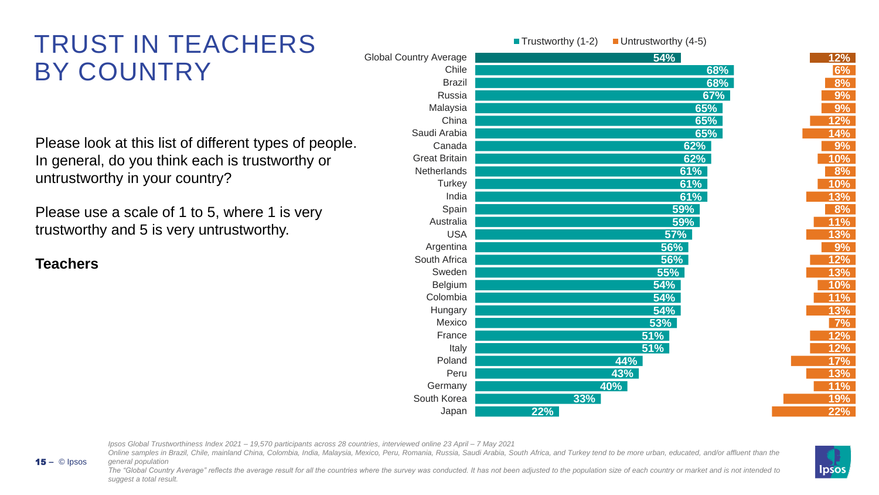# TRUST IN TEACHERS BY COUNTRY

Please look at this list of different types of people. In general, do you think each is trustworthy or untrustworthy in your country?

Please use a scale of 1 to 5, where 1 is very trustworthy and 5 is very untrustworthy.

**Teachers**

| Country | Trustworthy (1-2) | Untrustworthy (4-5) |
|---|---|---|
| Global Country Average | 54% | 12% |
| Chile | 68% | 6% |
| Brazil | 68% | 8% |
| Russia | 67% | 9% |
| Malaysia | 65% | 9% |
| China | 65% | 12% |
| Saudi Arabia | 65% | 14% |
| Canada | 62% | 9% |
| Great Britain | 62% | 10% |
| Netherlands | 61% | 8% |
| Turkey | 61% | 10% |
| India | 61% | 13% |
| Spain | 59% | 8% |
| Australia | 59% | 11% |
| USA | 57% | 13% |
| Argentina | 56% | 9% |
| South Africa | 56% | 12% |
| Sweden | 55% | 13% |
| Belgium | 54% | 10% |
| Colombia | 54% | 11% |
| Hungary | 54% | 13% |
| Mexico | 53% | 7% |
| France | 51% | 12% |
| Italy | 51% | 12% |
| Poland | 44% | 17% |
| Peru | 43% | 13% |
| Germany | 40% | 11% |
| South Korea | 33% | 19% |
| Japan | 22% | 22% |

*Ipsos Global Trustworthiness Index 2021 – 19,570 participants across 28 countries, interviewed online 23 April – 7 May 2021*

*Online samples in Brazil, Chile, mainland China, Colombia, India, Malaysia, Mexico, Peru, Romania, Russia, Saudi Arabia, South Africa, and Turkey tend to be more urban, educated, and/or affluent than the general population*

*The "Global Country Average" reflects the average result for all the countries where the survey was conducted. It has not been adjusted to the population size of each country or market and is not intended to suggest a total result.*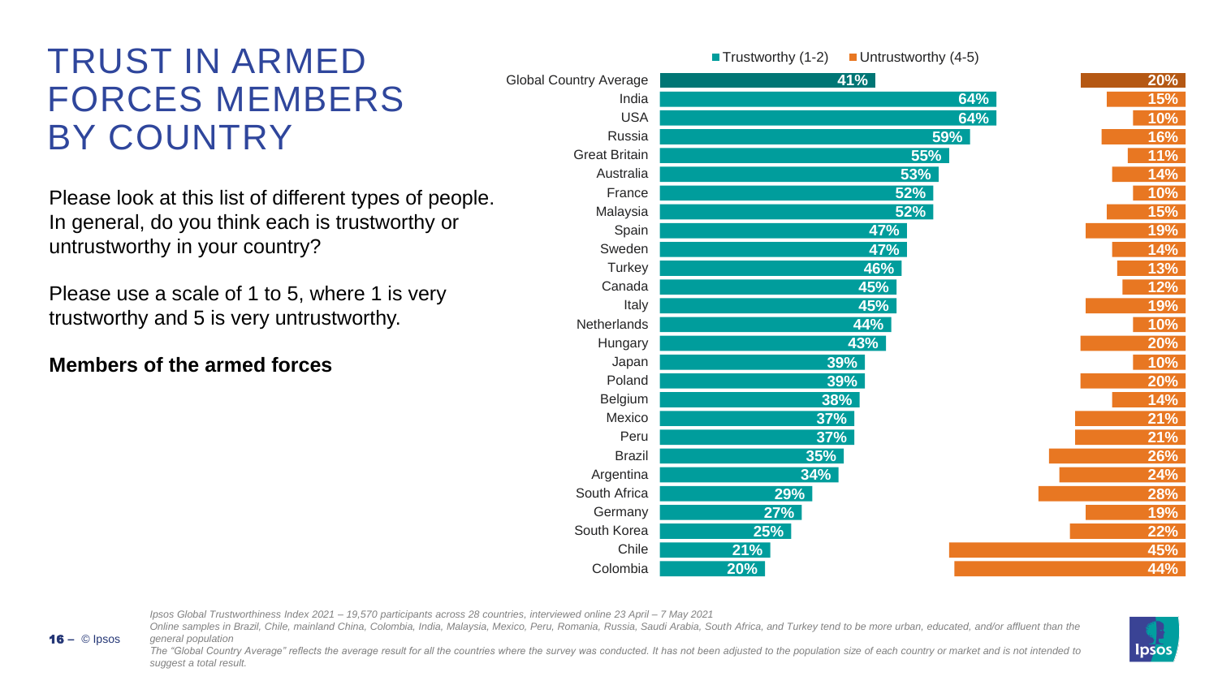# TRUST IN ARMED FORCES MEMBERS BY COUNTRY

Please look at this list of different types of people. In general, do you think each is trustworthy or untrustworthy in your country?

Please use a scale of 1 to 5, where 1 is very trustworthy and 5 is very untrustworthy.

**Members of the armed forces**

| Country | Trustworthy (1-2) | Untrustworthy (4-5) |
|---|---|---|
| Global Country Average | 41% | 20% |
| India | 64% | 15% |
| USA | 64% | 10% |
| Russia | 59% | 16% |
| Great Britain | 55% | 11% |
| Australia | 53% | 14% |
| France | 52% | 10% |
| Malaysia | 52% | 15% |
| Spain | 47% | 19% |
| Sweden | 47% | 14% |
| Turkey | 46% | 13% |
| Canada | 45% | 12% |
| Italy | 45% | 19% |
| Netherlands | 44% | 10% |
| Hungary | 43% | 20% |
| Japan | 39% | 10% |
| Poland | 39% | 20% |
| Belgium | 38% | 14% |
| Mexico | 37% | 21% |
| Peru | 37% | 21% |
| Brazil | 35% | 26% |
| Argentina | 34% | 24% |
| South Africa | 29% | 28% |
| Germany | 27% | 19% |
| South Korea | 25% | 22% |
| Chile | 21% | 45% |
| Colombia | 20% | 44% |

*Ipsos Global Trustworthiness Index 2021 – 19,570 participants across 28 countries, interviewed online 23 April – 7 May 2021*

*Online samples in Brazil, Chile, mainland China, Colombia, India, Malaysia, Mexico, Peru, Romania, Russia, Saudi Arabia, South Africa, and Turkey tend to be more urban, educated, and/or affluent than the general population*

*The "Global Country Average" reflects the average result for all the countries where the survey was conducted. It has not been adjusted to the population size of each country or market and is not intended to suggest a total result.*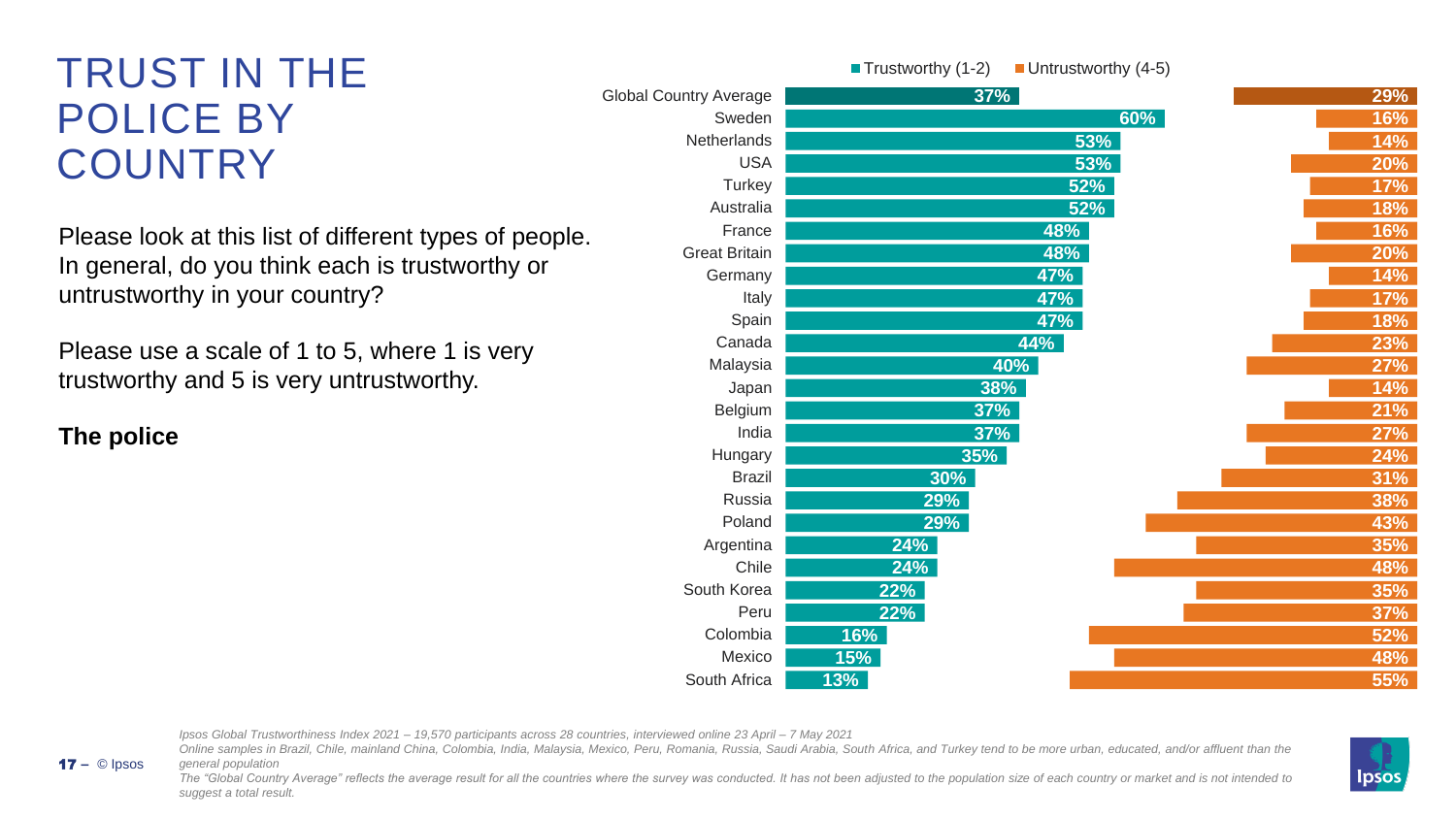# TRUST IN THE POLICE BY COUNTRY

Please look at this list of different types of people. In general, do you think each is trustworthy or untrustworthy in your country?

Please use a scale of 1 to 5, where 1 is very trustworthy and 5 is very untrustworthy.

**The police**

| Country | Trustworthy (1-2) | Untrustworthy (4-5) |
|---|---|---|
| Global Country Average | 37% | 29% |
| Sweden | 60% | 16% |
| Netherlands | 53% | 14% |
| USA | 53% | 20% |
| Turkey | 52% | 17% |
| Australia | 52% | 18% |
| France | 48% | 16% |
| Great Britain | 48% | 20% |
| Germany | 47% | 14% |
| Italy | 47% | 17% |
| Spain | 47% | 18% |
| Canada | 44% | 23% |
| Malaysia | 40% | 27% |
| Japan | 38% | 14% |
| Belgium | 37% | 21% |
| India | 37% | 27% |
| Hungary | 35% | 24% |
| Brazil | 30% | 31% |
| Russia | 29% | 38% |
| Poland | 29% | 43% |
| Argentina | 24% | 35% |
| Chile | 24% | 48% |
| South Korea | 22% | 35% |
| Peru | 22% | 37% |
| Colombia | 16% | 52% |
| Mexico | 15% | 48% |
| South Africa | 13% | 55% |

*Ipsos Global Trustworthiness Index 2021 – 19,570 participants across 28 countries, interviewed online 23 April – 7 May 2021*

*Online samples in Brazil, Chile, mainland China, Colombia, India, Malaysia, Mexico, Peru, Romania, Russia, Saudi Arabia, South Africa, and Turkey tend to be more urban, educated, and/or affluent than the general population*

*The "Global Country Average" reflects the average result for all the countries where the survey was conducted. It has not been adjusted to the population size of each country or market and is not intended to suggest a total result.*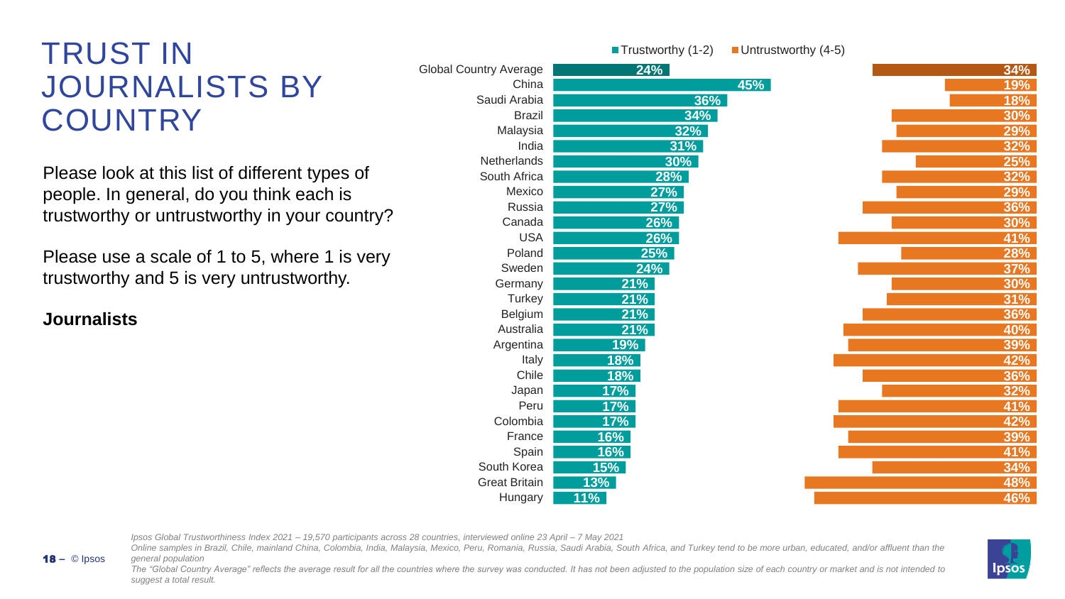# TRUST IN JOURNALISTS BY COUNTRY

Please look at this list of different types of people. In general, do you think each is trustworthy or untrustworthy in your country?

Please use a scale of 1 to 5, where 1 is very trustworthy and 5 is very untrustworthy.

**Journalists**

| Country | Trustworthy (1-2) | Untrustworthy (4-5) |
|---|---|---|
| Global Country Average | 24% | 34% |
| China | 45% | 19% |
| Saudi Arabia | 36% | 18% |
| Brazil | 34% | 30% |
| Malaysia | 32% | 29% |
| India | 31% | 32% |
| Netherlands | 30% | 25% |
| South Africa | 28% | 32% |
| Mexico | 27% | 29% |
| Russia | 27% | 36% |
| Canada | 26% | 30% |
| USA | 26% | 41% |
| Poland | 25% | 28% |
| Sweden | 24% | 37% |
| Germany | 21% | 30% |
| Turkey | 21% | 31% |
| Belgium | 21% | 36% |
| Australia | 21% | 40% |
| Argentina | 19% | 39% |
| Italy | 18% | 42% |
| Chile | 18% | 36% |
| Japan | 17% | 32% |
| Peru | 17% | 41% |
| Colombia | 17% | 42% |
| France | 16% | 39% |
| Spain | 16% | 41% |
| South Korea | 15% | 34% |
| Great Britain | 13% | 48% |
| Hungary | 11% | 46% |

*Ipsos Global Trustworthiness Index 2021 – 19,570 participants across 28 countries, interviewed online 23 April – 7 May 2021*

*Online samples in Brazil, Chile, mainland China, Colombia, India, Malaysia, Mexico, Peru, Romania, Russia, Saudi Arabia, South Africa, and Turkey tend to be more urban, educated, and/or affluent than the general population*

*The "Global Country Average" reflects the average result for all the countries where the survey was conducted. It has not been adjusted to the population size of each country or market and is not intended to suggest a total result.*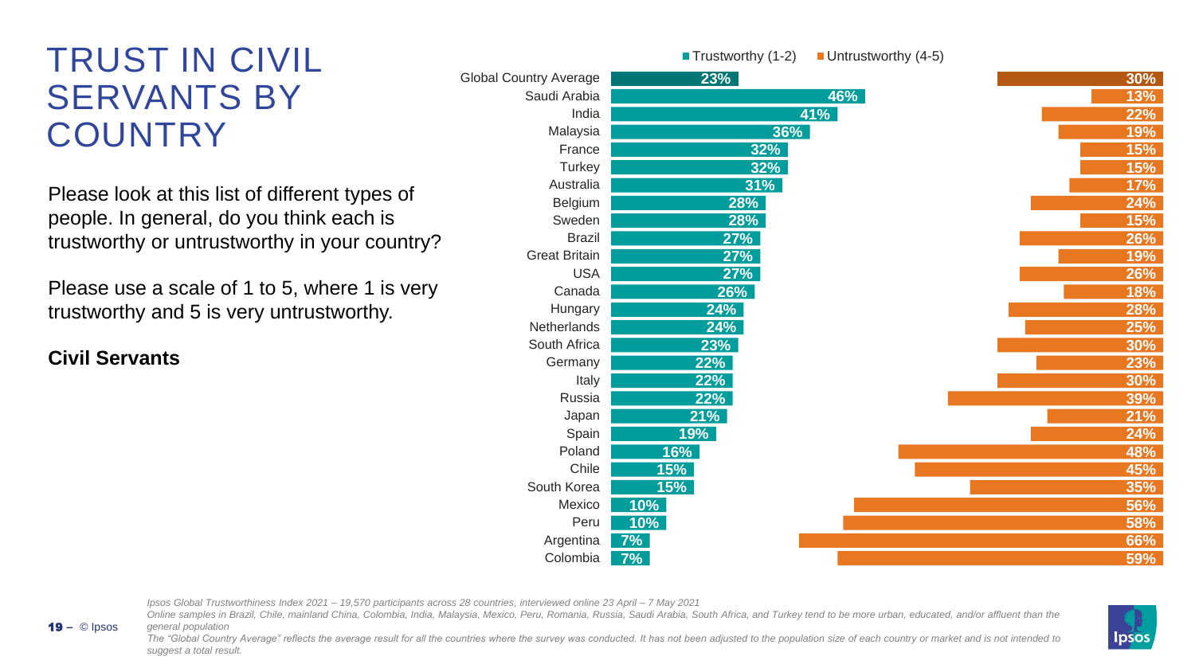# TRUST IN CIVIL SERVANTS BY COUNTRY

Please look at this list of different types of people. In general, do you think each is trustworthy or untrustworthy in your country?

Please use a scale of 1 to 5, where 1 is very trustworthy and 5 is very untrustworthy.

**Civil Servants**

| Country | Trustworthy (1-2) | Untrustworthy (4-5) |
|---|---|---|
| Global Country Average | 23% | 30% |
| Saudi Arabia | 46% | 13% |
| India | 41% | 22% |
| Malaysia | 36% | 19% |
| France | 32% | 15% |
| Turkey | 32% | 15% |
| Australia | 31% | 17% |
| Belgium | 28% | 24% |
| Sweden | 28% | 15% |
| Brazil | 27% | 26% |
| Great Britain | 27% | 19% |
| USA | 27% | 26% |
| Canada | 26% | 18% |
| Hungary | 24% | 28% |
| Netherlands | 24% | 25% |
| South Africa | 23% | 30% |
| Germany | 22% | 23% |
| Italy | 22% | 30% |
| Russia | 22% | 39% |
| Japan | 21% | 21% |
| Spain | 19% | 24% |
| Poland | 16% | 48% |
| Chile | 15% | 45% |
| South Korea | 15% | 35% |
| Mexico | 10% | 56% |
| Peru | 10% | 58% |
| Argentina | 7% | 66% |
| Colombia | 7% | 59% |

*Ipsos Global Trustworthiness Index 2021 – 19,570 participants across 28 countries, interviewed online 23 April – 7 May 2021*
*Online samples in Brazil, Chile, mainland China, Colombia, India, Malaysia, Mexico, Peru, Romania, Russia, Saudi Arabia, South Africa, and Turkey tend to be more urban, educated, and/or affluent than the general population*
*The "Global Country Average" reflects the average result for all the countries where the survey was conducted. It has not been adjusted to the population size of each country or market and is not intended to suggest a total result.*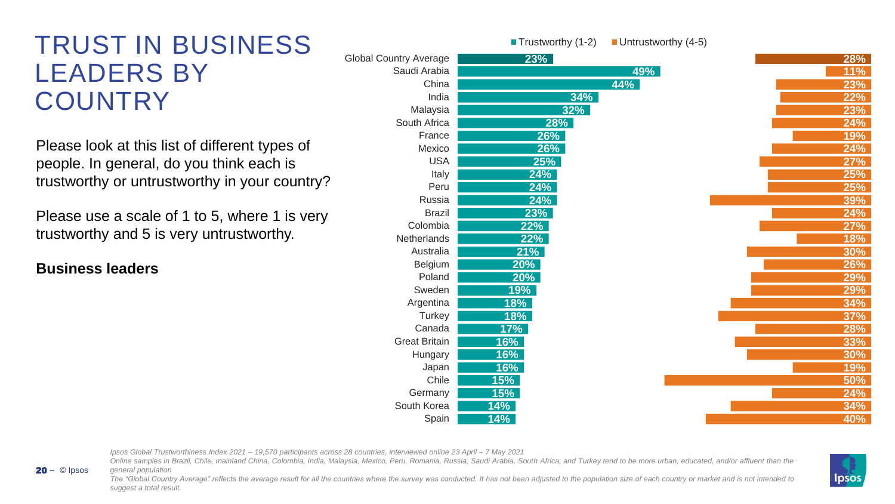# TRUST IN BUSINESS LEADERS BY COUNTRY

Please look at this list of different types of people. In general, do you think each is trustworthy or untrustworthy in your country?

Please use a scale of 1 to 5, where 1 is very trustworthy and 5 is very untrustworthy.

**Business leaders**

| Country | Trustworthy (1-2) | Untrustworthy (4-5) |
|---|---|---|
| Global Country Average | 23% | 28% |
| Saudi Arabia | 49% | 11% |
| China | 44% | 23% |
| India | 34% | 22% |
| Malaysia | 32% | 23% |
| South Africa | 28% | 24% |
| France | 26% | 19% |
| Mexico | 26% | 24% |
| USA | 25% | 27% |
| Italy | 24% | 25% |
| Peru | 24% | 25% |
| Russia | 24% | 39% |
| Brazil | 23% | 24% |
| Colombia | 22% | 27% |
| Netherlands | 22% | 18% |
| Australia | 21% | 30% |
| Belgium | 20% | 26% |
| Poland | 20% | 29% |
| Sweden | 19% | 29% |
| Argentina | 18% | 34% |
| Turkey | 18% | 37% |
| Canada | 17% | 28% |
| Great Britain | 16% | 33% |
| Hungary | 16% | 30% |
| Japan | 16% | 19% |
| Chile | 15% | 50% |
| Germany | 15% | 24% |
| South Korea | 14% | 34% |
| Spain | 14% | 40% |

*Ipsos Global Trustworthiness Index 2021 – 19,570 participants across 28 countries, interviewed online 23 April – 7 May 2021*
*Online samples in Brazil, Chile, mainland China, Colombia, India, Malaysia, Mexico, Peru, Romania, Russia, Saudi Arabia, South Africa, and Turkey tend to be more urban, educated, and/or affluent than the general population*
*The "Global Country Average" reflects the average result for all the countries where the survey was conducted. It has not been adjusted to the population size of each country or market and is not intended to suggest a total result.*

© Ipsos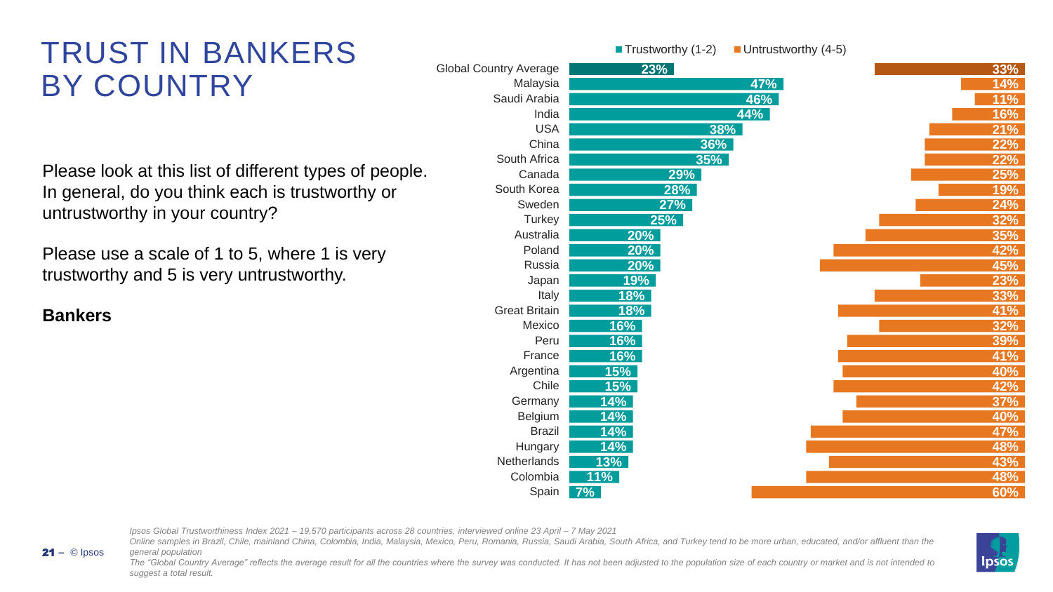# TRUST IN BANKERS BY COUNTRY

Please look at this list of different types of people. In general, do you think each is trustworthy or untrustworthy in your country?

Please use a scale of 1 to 5, where 1 is very trustworthy and 5 is very untrustworthy.

**Bankers**

| Country | Trustworthy (1-2) | Untrustworthy (4-5) |
|---|---|---|
| Global Country Average | 23% | 33% |
| Malaysia | 47% | 14% |
| Saudi Arabia | 46% | 11% |
| India | 44% | 16% |
| USA | 38% | 21% |
| China | 36% | 22% |
| South Africa | 35% | 22% |
| Canada | 29% | 25% |
| South Korea | 28% | 19% |
| Sweden | 27% | 24% |
| Turkey | 25% | 32% |
| Australia | 20% | 35% |
| Poland | 20% | 42% |
| Russia | 20% | 45% |
| Japan | 19% | 23% |
| Italy | 18% | 33% |
| Great Britain | 18% | 41% |
| Mexico | 16% | 32% |
| Peru | 16% | 39% |
| France | 16% | 41% |
| Argentina | 15% | 40% |
| Chile | 15% | 42% |
| Germany | 14% | 37% |
| Belgium | 14% | 40% |
| Brazil | 14% | 47% |
| Hungary | 14% | 48% |
| Netherlands | 13% | 43% |
| Colombia | 11% | 48% |
| Spain | 7% | 60% |

*Ipsos Global Trustworthiness Index 2021 – 19,570 participants across 28 countries, interviewed online 23 April – 7 May 2021*
*Online samples in Brazil, Chile, mainland China, Colombia, India, Malaysia, Mexico, Peru, Romania, Russia, Saudi Arabia, South Africa, and Turkey tend to be more urban, educated, and/or affluent than the general population*
*The "Global Country Average" reflects the average result for all the countries where the survey was conducted. It has not been adjusted to the population size of each country or market and is not intended to suggest a total result.*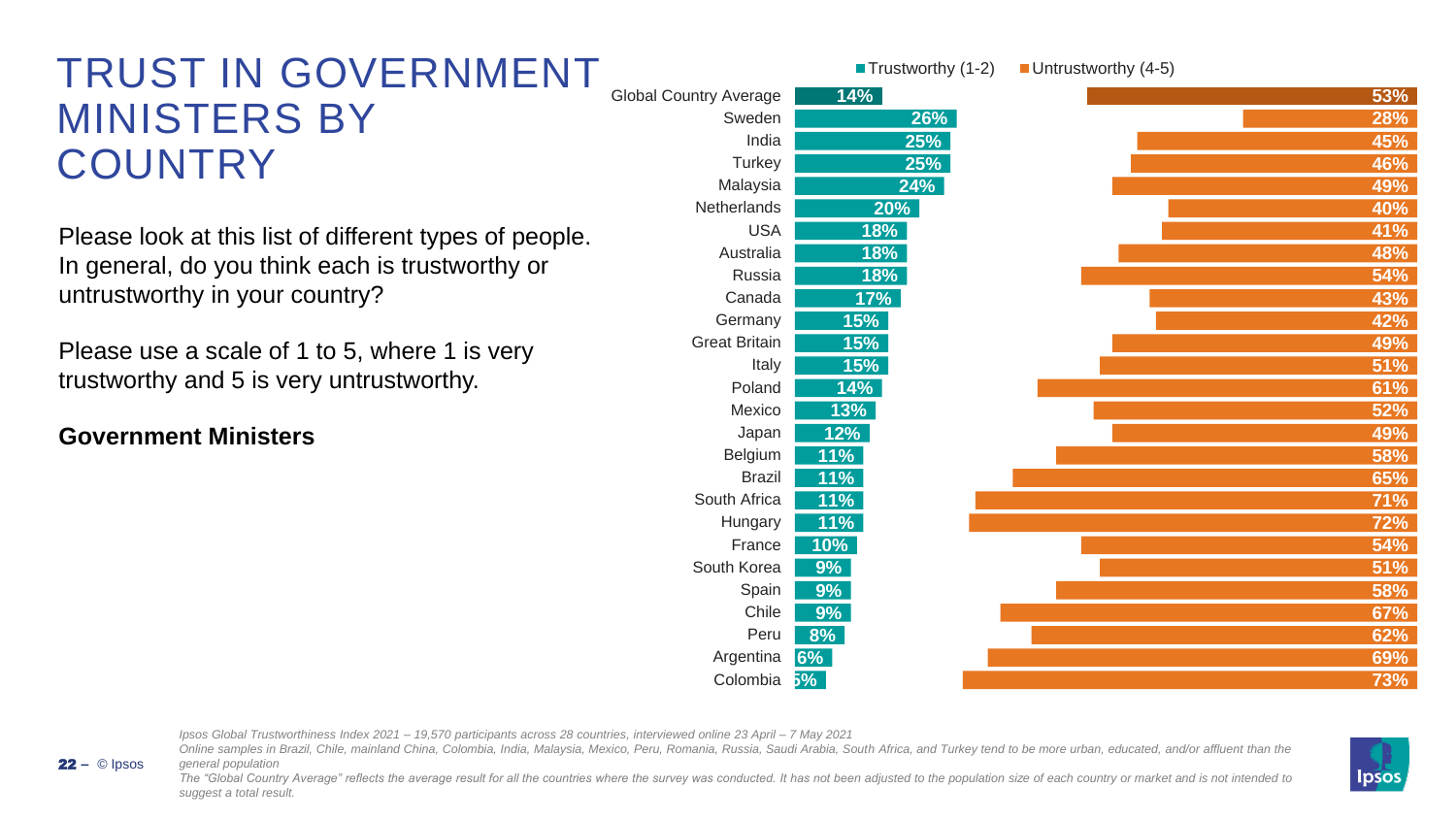# TRUST IN GOVERNMENT MINISTERS BY COUNTRY

Please look at this list of different types of people. In general, do you think each is trustworthy or untrustworthy in your country?

Please use a scale of 1 to 5, where 1 is very trustworthy and 5 is very untrustworthy.

**Government Ministers**

| Country | Trustworthy (1-2) | Untrustworthy (4-5) |
|---|---|---|
| Global Country Average | 14% | 53% |
| Sweden | 26% | 28% |
| India | 25% | 45% |
| Turkey | 25% | 46% |
| Malaysia | 24% | 49% |
| Netherlands | 20% | 40% |
| USA | 18% | 41% |
| Australia | 18% | 48% |
| Russia | 18% | 54% |
| Canada | 17% | 43% |
| Germany | 15% | 42% |
| Great Britain | 15% | 49% |
| Italy | 15% | 51% |
| Poland | 14% | 61% |
| Mexico | 13% | 52% |
| Japan | 12% | 49% |
| Belgium | 11% | 58% |
| Brazil | 11% | 65% |
| South Africa | 11% | 71% |
| Hungary | 11% | 72% |
| France | 10% | 54% |
| South Korea | 9% | 51% |
| Spain | 9% | 58% |
| Chile | 9% | 67% |
| Peru | 8% | 62% |
| Argentina | 6% | 69% |
| Colombia | 5% | 73% |

*Ipsos Global Trustworthiness Index 2021 – 19,570 participants across 28 countries, interviewed online 23 April – 7 May 2021*
*Online samples in Brazil, Chile, mainland China, Colombia, India, Malaysia, Mexico, Peru, Romania, Russia, Saudi Arabia, South Africa, and Turkey tend to be more urban, educated, and/or affluent than the general population*
*The "Global Country Average" reflects the average result for all the countries where the survey was conducted. It has not been adjusted to the population size of each country or market and is not intended to suggest a total result.*

© Ipsos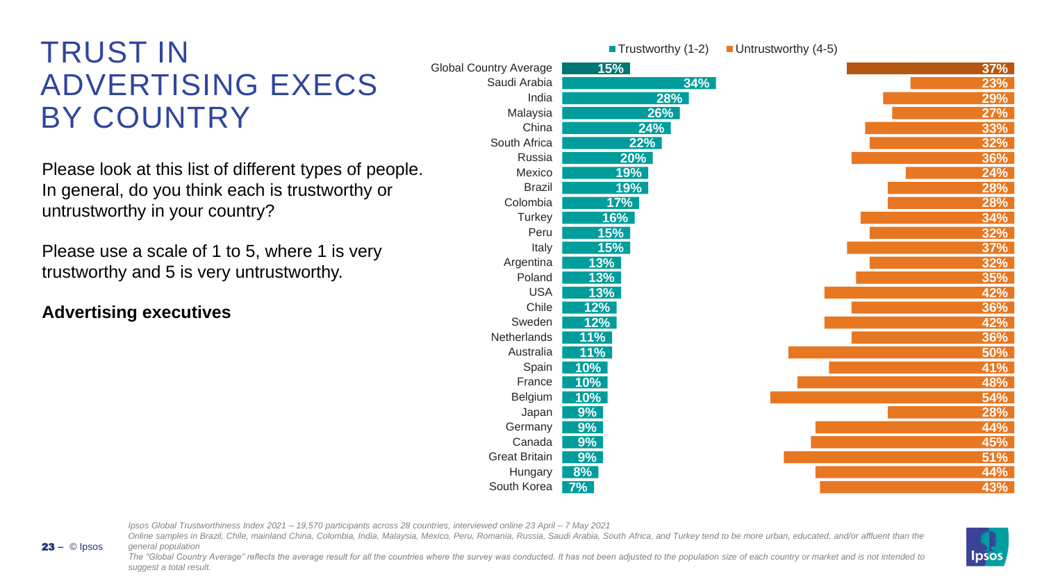# TRUST IN ADVERTISING EXECS BY COUNTRY

Please look at this list of different types of people. In general, do you think each is trustworthy or untrustworthy in your country?

Please use a scale of 1 to 5, where 1 is very trustworthy and 5 is very untrustworthy.

**Advertising executives**

| Country | Trustworthy (1-2) | Untrustworthy (4-5) |
|---|---|---|
| Global Country Average | 15% | 37% |
| Saudi Arabia | 34% | 23% |
| India | 28% | 29% |
| Malaysia | 26% | 27% |
| China | 24% | 33% |
| South Africa | 22% | 32% |
| Russia | 20% | 36% |
| Mexico | 19% | 24% |
| Brazil | 19% | 28% |
| Colombia | 17% | 28% |
| Turkey | 16% | 34% |
| Peru | 15% | 32% |
| Italy | 15% | 37% |
| Argentina | 13% | 32% |
| Poland | 13% | 35% |
| USA | 13% | 42% |
| Chile | 12% | 36% |
| Sweden | 12% | 42% |
| Netherlands | 11% | 36% |
| Australia | 11% | 50% |
| Spain | 10% | 41% |
| France | 10% | 48% |
| Belgium | 10% | 54% |
| Japan | 9% | 28% |
| Germany | 9% | 44% |
| Canada | 9% | 45% |
| Great Britain | 9% | 51% |
| Hungary | 8% | 44% |
| South Korea | 7% | 43% |

*Ipsos Global Trustworthiness Index 2021 – 19,570 participants across 28 countries, interviewed online 23 April – 7 May 2021*

*Online samples in Brazil, Chile, mainland China, Colombia, India, Malaysia, Mexico, Peru, Romania, Russia, Saudi Arabia, South Africa, and Turkey tend to be more urban, educated, and/or affluent than the general population*

*The "Global Country Average" reflects the average result for all the countries where the survey was conducted. It has not been adjusted to the population size of each country or market and is not intended to suggest a total result.*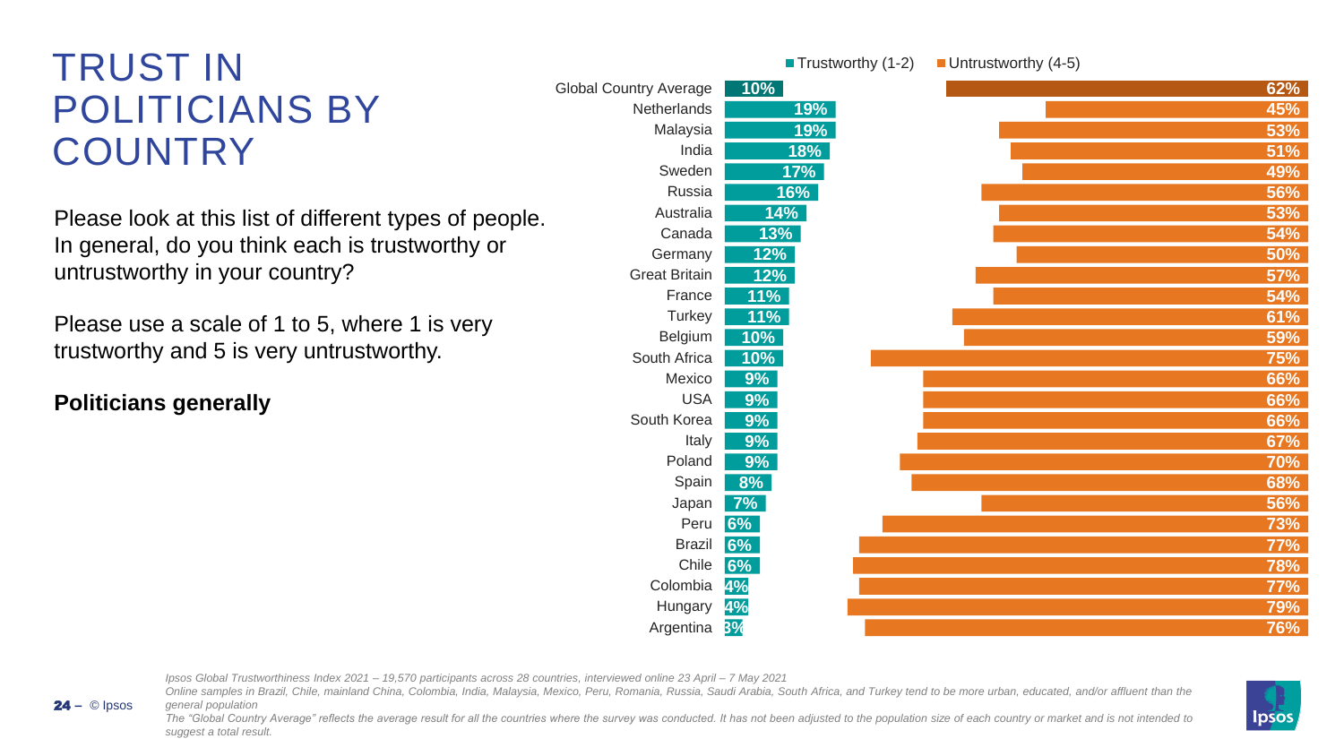# TRUST IN POLITICIANS BY COUNTRY

Please look at this list of different types of people. In general, do you think each is trustworthy or untrustworthy in your country?

Please use a scale of 1 to 5, where 1 is very trustworthy and 5 is very untrustworthy.

**Politicians generally**

| Country | Trustworthy (1-2) | Untrustworthy (4-5) |
|---|---|---|
| Global Country Average | 10% | 62% |
| Netherlands | 19% | 45% |
| Malaysia | 19% | 53% |
| India | 18% | 51% |
| Sweden | 17% | 49% |
| Russia | 16% | 56% |
| Australia | 14% | 53% |
| Canada | 13% | 54% |
| Germany | 12% | 50% |
| Great Britain | 12% | 57% |
| France | 11% | 54% |
| Turkey | 11% | 61% |
| Belgium | 10% | 59% |
| South Africa | 10% | 75% |
| Mexico | 9% | 66% |
| USA | 9% | 66% |
| South Korea | 9% | 66% |
| Italy | 9% | 67% |
| Poland | 9% | 70% |
| Spain | 8% | 68% |
| Japan | 7% | 56% |
| Peru | 6% | 73% |
| Brazil | 6% | 77% |
| Chile | 6% | 78% |
| Colombia | 4% | 77% |
| Hungary | 4% | 79% |
| Argentina | 3% | 76% |

*Ipsos Global Trustworthiness Index 2021 – 19,570 participants across 28 countries, interviewed online 23 April – 7 May 2021*
*Online samples in Brazil, Chile, mainland China, Colombia, India, Malaysia, Mexico, Peru, Romania, Russia, Saudi Arabia, South Africa, and Turkey tend to be more urban, educated, and/or affluent than the general population*
*The "Global Country Average" reflects the average result for all the countries where the survey was conducted. It has not been adjusted to the population size of each country or market and is not intended to suggest a total result.*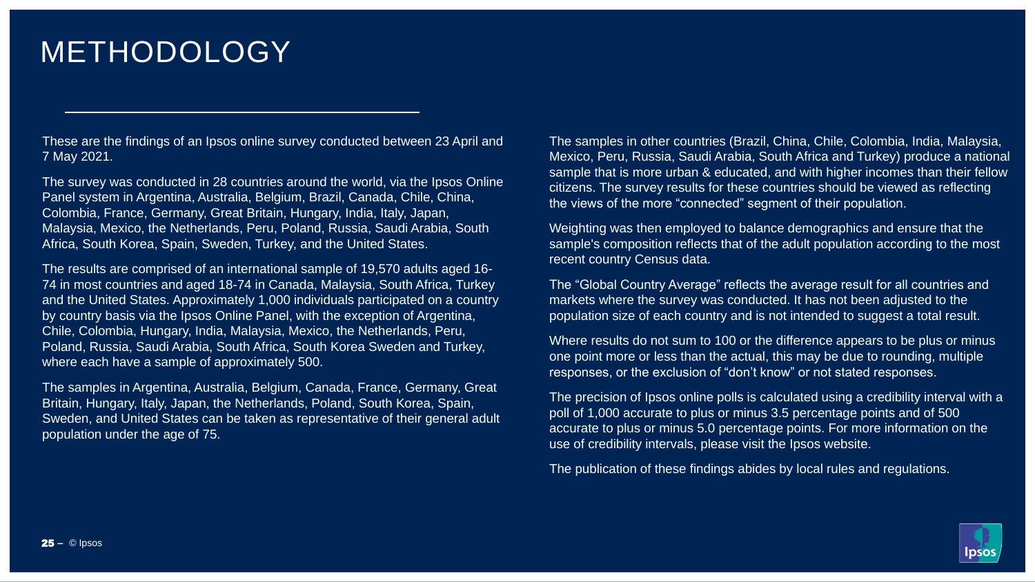# METHODOLOGY

These are the findings of an Ipsos online survey conducted between 23 April and 7 May 2021.

The survey was conducted in 28 countries around the world, via the Ipsos Online Panel system in Argentina, Australia, Belgium, Brazil, Canada, Chile, China, Colombia, France, Germany, Great Britain, Hungary, India, Italy, Japan, Malaysia, Mexico, the Netherlands, Peru, Poland, Russia, Saudi Arabia, South Africa, South Korea, Spain, Sweden, Turkey, and the United States.

The results are comprised of an international sample of 19,570 adults aged 16-74 in most countries and aged 18-74 in Canada, Malaysia, South Africa, Turkey and the United States. Approximately 1,000 individuals participated on a country by country basis via the Ipsos Online Panel, with the exception of Argentina, Chile, Colombia, Hungary, India, Malaysia, Mexico, the Netherlands, Peru, Poland, Russia, Saudi Arabia, South Africa, South Korea Sweden and Turkey, where each have a sample of approximately 500.

The samples in Argentina, Australia, Belgium, Canada, France, Germany, Great Britain, Hungary, Italy, Japan, the Netherlands, Poland, South Korea, Spain, Sweden, and United States can be taken as representative of their general adult population under the age of 75.

The samples in other countries (Brazil, China, Chile, Colombia, India, Malaysia, Mexico, Peru, Russia, Saudi Arabia, South Africa and Turkey) produce a national sample that is more urban & educated, and with higher incomes than their fellow citizens. The survey results for these countries should be viewed as reflecting the views of the more "connected" segment of their population.

Weighting was then employed to balance demographics and ensure that the sample's composition reflects that of the adult population according to the most recent country Census data.

The "Global Country Average" reflects the average result for all countries and markets where the survey was conducted. It has not been adjusted to the population size of each country and is not intended to suggest a total result.

Where results do not sum to 100 or the difference appears to be plus or minus one point more or less than the actual, this may be due to rounding, multiple responses, or the exclusion of "don't know" or not stated responses.

The precision of Ipsos online polls is calculated using a credibility interval with a poll of 1,000 accurate to plus or minus 3.5 percentage points and of 500 accurate to plus or minus 5.0 percentage points. For more information on the use of credibility intervals, please visit the Ipsos website.

The publication of these findings abides by local rules and regulations.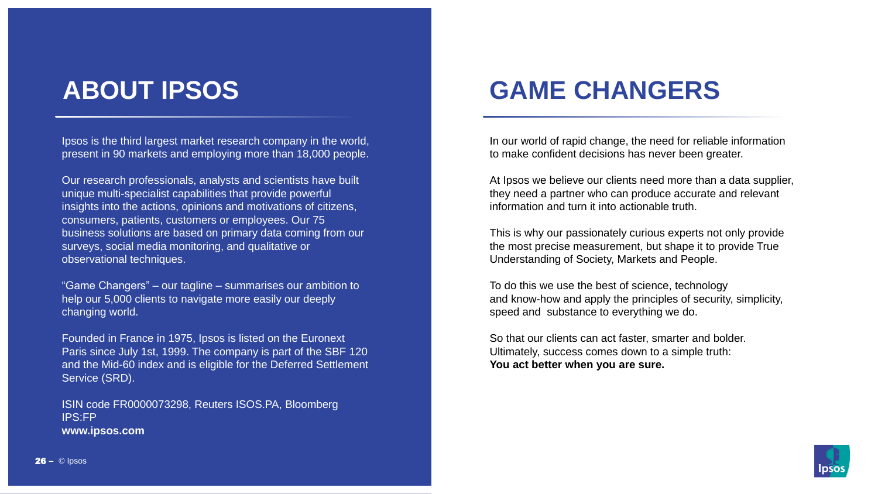# ABOUT IPSOS

Ipsos is the third largest market research company in the world, present in 90 markets and employing more than 18,000 people.

Our research professionals, analysts and scientists have built unique multi-specialist capabilities that provide powerful insights into the actions, opinions and motivations of citizens, consumers, patients, customers or employees. Our 75 business solutions are based on primary data coming from our surveys, social media monitoring, and qualitative or observational techniques.

"Game Changers" – our tagline – summarises our ambition to help our 5,000 clients to navigate more easily our deeply changing world.

Founded in France in 1975, Ipsos is listed on the Euronext Paris since July 1st, 1999. The company is part of the SBF 120 and the Mid-60 index and is eligible for the Deferred Settlement Service (SRD).

ISIN code FR0000073298, Reuters ISOS.PA, Bloomberg IPS:FP
**www.ipsos.com**

# GAME CHANGERS

In our world of rapid change, the need for reliable information to make confident decisions has never been greater.

At Ipsos we believe our clients need more than a data supplier, they need a partner who can produce accurate and relevant information and turn it into actionable truth.

This is why our passionately curious experts not only provide the most precise measurement, but shape it to provide True Understanding of Society, Markets and People.

To do this we use the best of science, technology and know-how and apply the principles of security, simplicity, speed and substance to everything we do.

So that our clients can act faster, smarter and bolder. Ultimately, success comes down to a simple truth:
**You act better when you are sure.**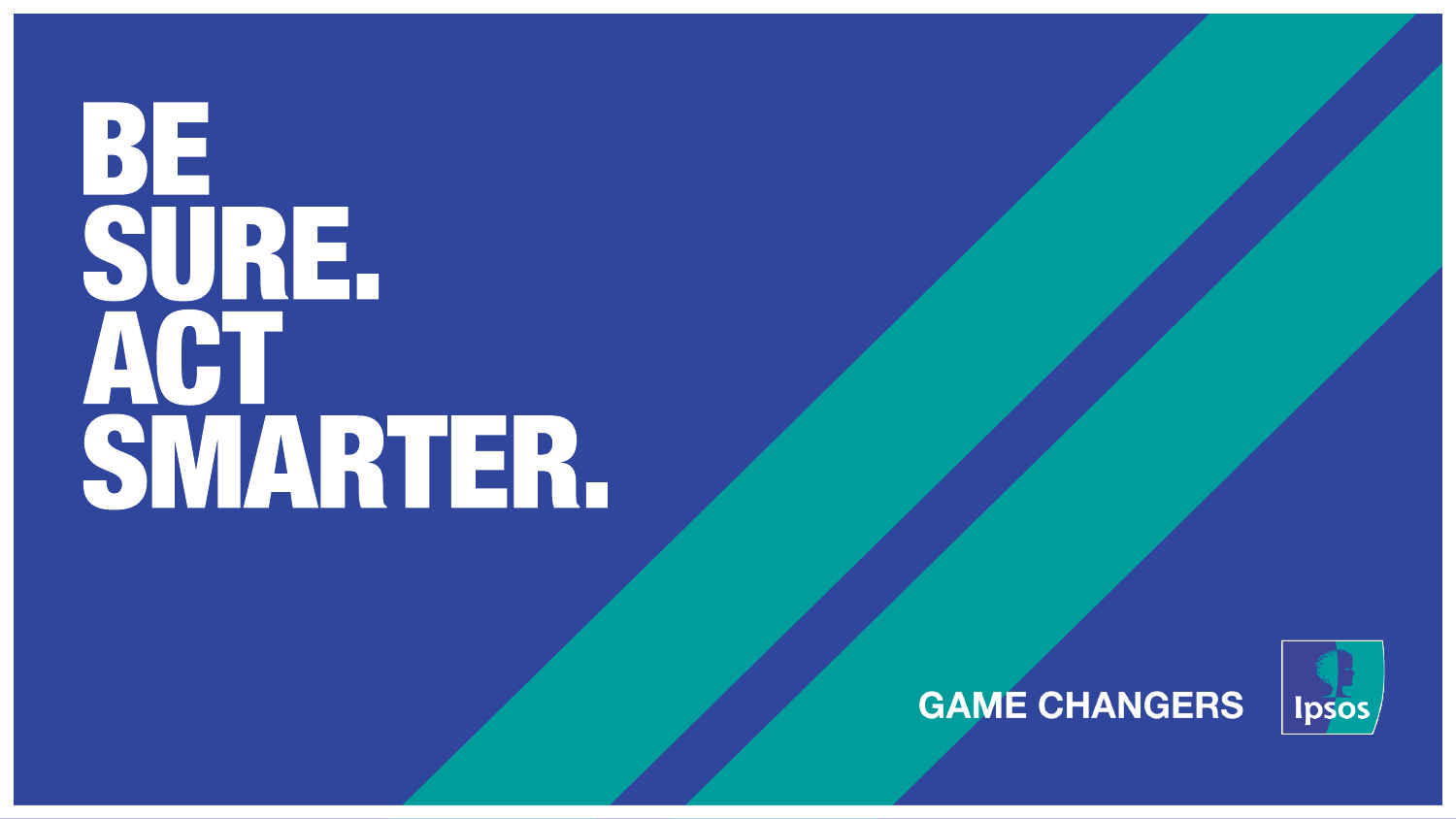# BE SURE. ACT SMARTER.

GAME CHANGERS

Ipsos